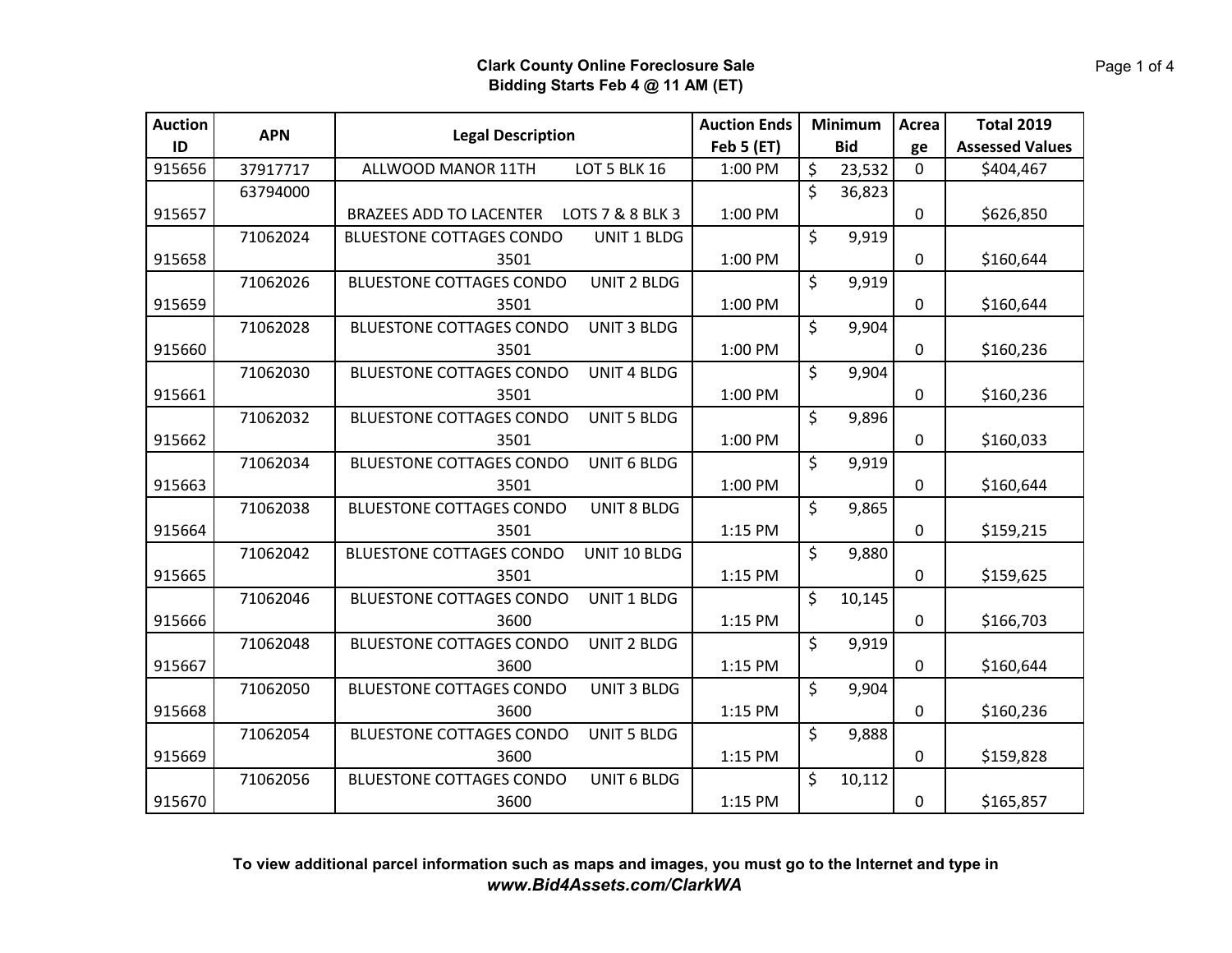**Clark County Online Foreclosure Sale**
**Bidding Starts Feb 4 @ 11 AM (ET)**

| Auction ID | APN | Legal Description | Auction Ends Feb 5 (ET) | Minimum Bid | Acreage | Total 2019 Assessed Values |
|---|---|---|---|---|---|---|
| 915656 | 37917717 | ALLWOOD MANOR 11TH LOT 5 BLK 16 | 1:00 PM | $ 23,532 | 0 | $404,467 |
| 915657 | 63794000 | BRAZEES ADD TO LACENTER LOTS 7 & 8 BLK 3 | 1:00 PM | $ 36,823 | 0 | $626,850 |
| 915658 | 71062024 | BLUESTONE COTTAGES CONDO UNIT 1 BLDG 3501 | 1:00 PM | $ 9,919 | 0 | $160,644 |
| 915659 | 71062026 | BLUESTONE COTTAGES CONDO UNIT 2 BLDG 3501 | 1:00 PM | $ 9,919 | 0 | $160,644 |
| 915660 | 71062028 | BLUESTONE COTTAGES CONDO UNIT 3 BLDG 3501 | 1:00 PM | $ 9,904 | 0 | $160,236 |
| 915661 | 71062030 | BLUESTONE COTTAGES CONDO UNIT 4 BLDG 3501 | 1:00 PM | $ 9,904 | 0 | $160,236 |
| 915662 | 71062032 | BLUESTONE COTTAGES CONDO UNIT 5 BLDG 3501 | 1:00 PM | $ 9,896 | 0 | $160,033 |
| 915663 | 71062034 | BLUESTONE COTTAGES CONDO UNIT 6 BLDG 3501 | 1:00 PM | $ 9,919 | 0 | $160,644 |
| 915664 | 71062038 | BLUESTONE COTTAGES CONDO UNIT 8 BLDG 3501 | 1:15 PM | $ 9,865 | 0 | $159,215 |
| 915665 | 71062042 | BLUESTONE COTTAGES CONDO UNIT 10 BLDG 3501 | 1:15 PM | $ 9,880 | 0 | $159,625 |
| 915666 | 71062046 | BLUESTONE COTTAGES CONDO UNIT 1 BLDG 3600 | 1:15 PM | $ 10,145 | 0 | $166,703 |
| 915667 | 71062048 | BLUESTONE COTTAGES CONDO UNIT 2 BLDG 3600 | 1:15 PM | $ 9,919 | 0 | $160,644 |
| 915668 | 71062050 | BLUESTONE COTTAGES CONDO UNIT 3 BLDG 3600 | 1:15 PM | $ 9,904 | 0 | $160,236 |
| 915669 | 71062054 | BLUESTONE COTTAGES CONDO UNIT 5 BLDG 3600 | 1:15 PM | $ 9,888 | 0 | $159,828 |
| 915670 | 71062056 | BLUESTONE COTTAGES CONDO UNIT 6 BLDG 3600 | 1:15 PM | $ 10,112 | 0 | $165,857 |

**To view additional parcel information such as maps and images, you must go to the Internet and type in**
***www.Bid4Assets.com/ClarkWA***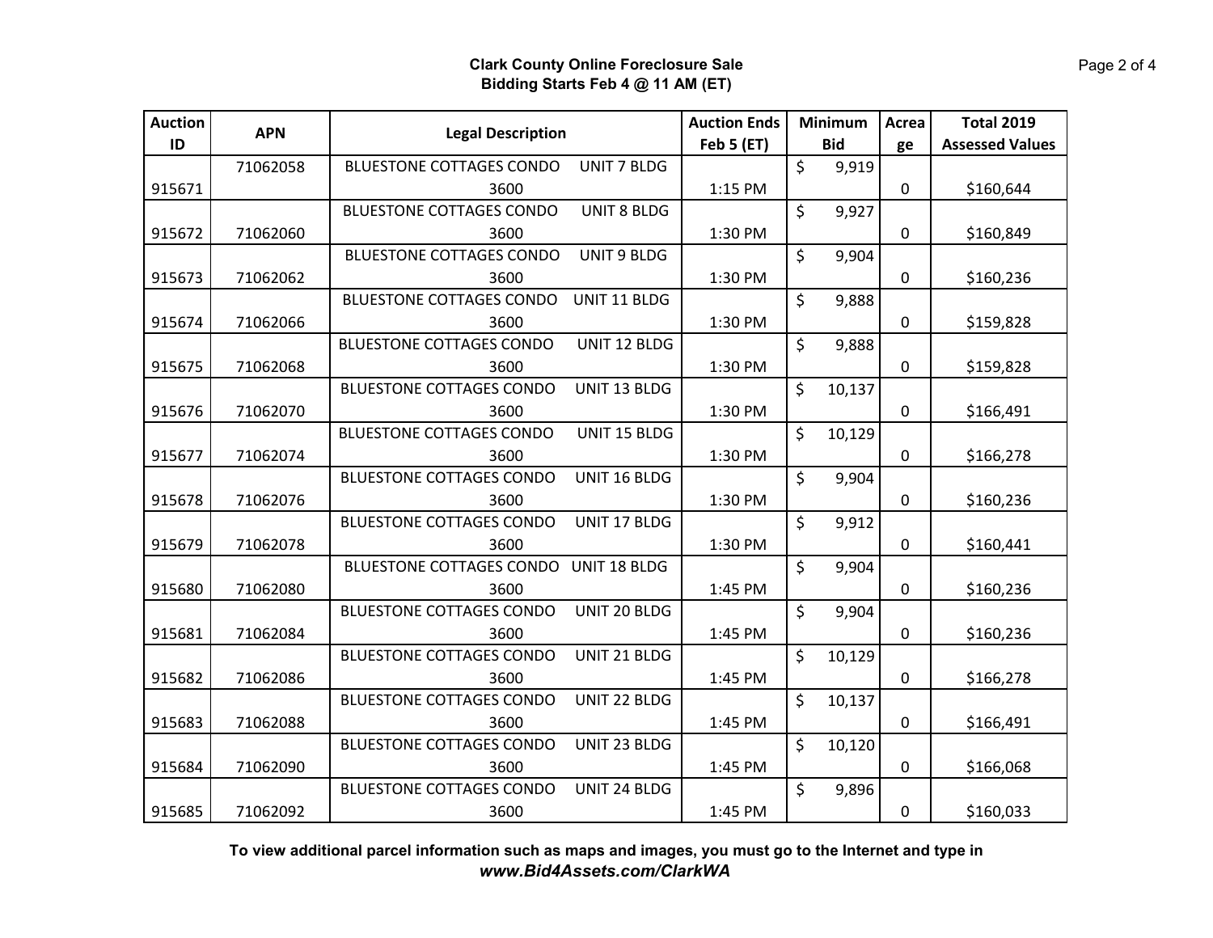**Clark County Online Foreclosure Sale**
**Bidding Starts Feb 4 @ 11 AM (ET)**

| Auction ID | APN | Legal Description | Auction Ends Feb 5 (ET) | Minimum Bid | Acreage | Total 2019 Assessed Values |
|---|---|---|---|---|---|---|
| 915671 | 71062058 | BLUESTONE COTTAGES CONDO UNIT 7 BLDG 3600 | 1:15 PM | $ 9,919 | 0 | $160,644 |
| 915672 | 71062060 | BLUESTONE COTTAGES CONDO UNIT 8 BLDG 3600 | 1:30 PM | $ 9,927 | 0 | $160,849 |
| 915673 | 71062062 | BLUESTONE COTTAGES CONDO UNIT 9 BLDG 3600 | 1:30 PM | $ 9,904 | 0 | $160,236 |
| 915674 | 71062066 | BLUESTONE COTTAGES CONDO UNIT 11 BLDG 3600 | 1:30 PM | $ 9,888 | 0 | $159,828 |
| 915675 | 71062068 | BLUESTONE COTTAGES CONDO UNIT 12 BLDG 3600 | 1:30 PM | $ 9,888 | 0 | $159,828 |
| 915676 | 71062070 | BLUESTONE COTTAGES CONDO UNIT 13 BLDG 3600 | 1:30 PM | $ 10,137 | 0 | $166,491 |
| 915677 | 71062074 | BLUESTONE COTTAGES CONDO UNIT 15 BLDG 3600 | 1:30 PM | $ 10,129 | 0 | $166,278 |
| 915678 | 71062076 | BLUESTONE COTTAGES CONDO UNIT 16 BLDG 3600 | 1:30 PM | $ 9,904 | 0 | $160,236 |
| 915679 | 71062078 | BLUESTONE COTTAGES CONDO UNIT 17 BLDG 3600 | 1:30 PM | $ 9,912 | 0 | $160,441 |
| 915680 | 71062080 | BLUESTONE COTTAGES CONDO UNIT 18 BLDG 3600 | 1:45 PM | $ 9,904 | 0 | $160,236 |
| 915681 | 71062084 | BLUESTONE COTTAGES CONDO UNIT 20 BLDG 3600 | 1:45 PM | $ 9,904 | 0 | $160,236 |
| 915682 | 71062086 | BLUESTONE COTTAGES CONDO UNIT 21 BLDG 3600 | 1:45 PM | $ 10,129 | 0 | $166,278 |
| 915683 | 71062088 | BLUESTONE COTTAGES CONDO UNIT 22 BLDG 3600 | 1:45 PM | $ 10,137 | 0 | $166,491 |
| 915684 | 71062090 | BLUESTONE COTTAGES CONDO UNIT 23 BLDG 3600 | 1:45 PM | $ 10,120 | 0 | $166,068 |
| 915685 | 71062092 | BLUESTONE COTTAGES CONDO UNIT 24 BLDG 3600 | 1:45 PM | $ 9,896 | 0 | $160,033 |

**To view additional parcel information such as maps and images, you must go to the Internet and type in**
***www.Bid4Assets.com/ClarkWA***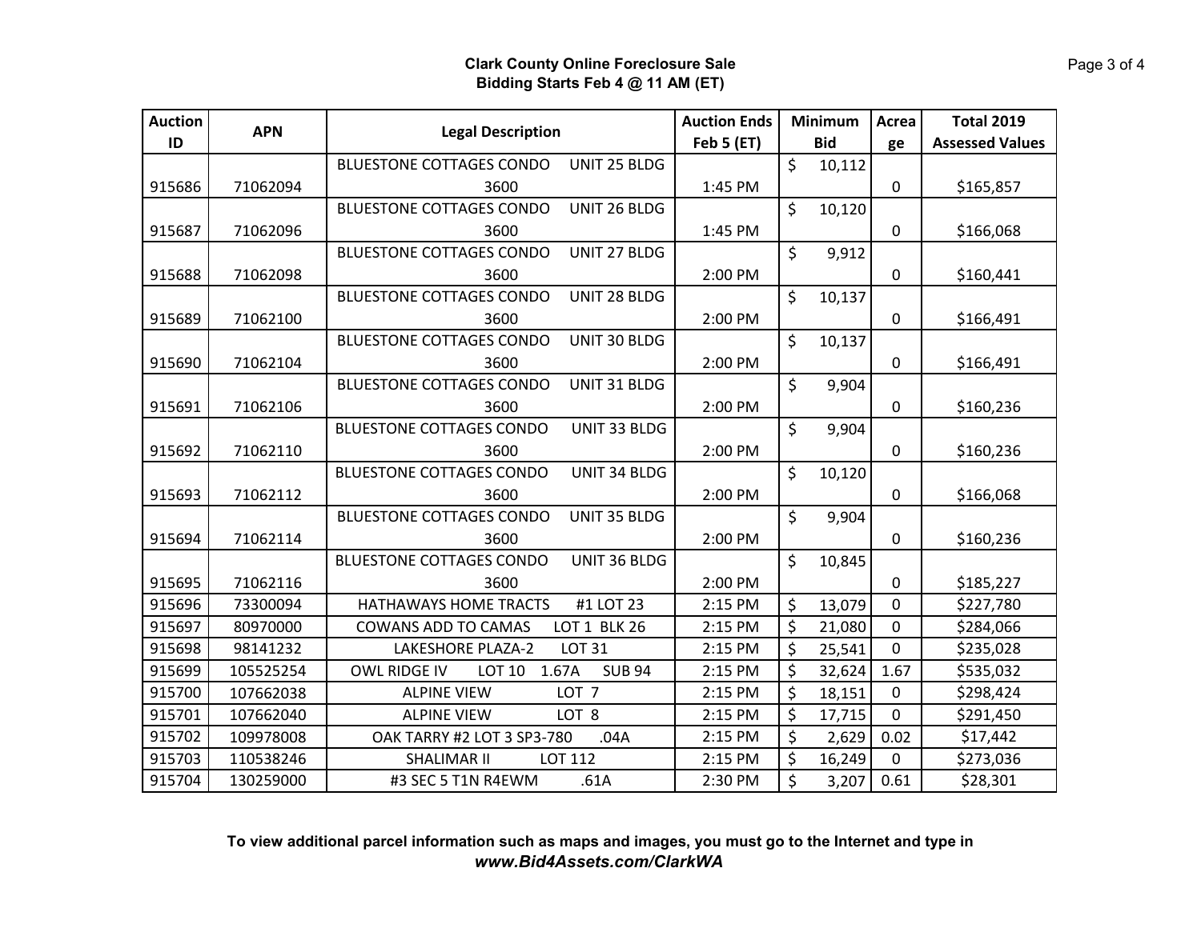**Clark County Online Foreclosure Sale**
**Bidding Starts Feb 4 @ 11 AM (ET)**

| Auction ID | APN | Legal Description | Auction Ends Feb 5 (ET) | Minimum Bid | Acreage | Total 2019 Assessed Values |
|---|---|---|---|---|---|---|
| 915686 | 71062094 | BLUESTONE COTTAGES CONDO UNIT 25 BLDG 3600 | 1:45 PM | $ 10,112 | 0 | $165,857 |
| 915687 | 71062096 | BLUESTONE COTTAGES CONDO UNIT 26 BLDG 3600 | 1:45 PM | $ 10,120 | 0 | $166,068 |
| 915688 | 71062098 | BLUESTONE COTTAGES CONDO UNIT 27 BLDG 3600 | 2:00 PM | $ 9,912 | 0 | $160,441 |
| 915689 | 71062100 | BLUESTONE COTTAGES CONDO UNIT 28 BLDG 3600 | 2:00 PM | $ 10,137 | 0 | $166,491 |
| 915690 | 71062104 | BLUESTONE COTTAGES CONDO UNIT 30 BLDG 3600 | 2:00 PM | $ 10,137 | 0 | $166,491 |
| 915691 | 71062106 | BLUESTONE COTTAGES CONDO UNIT 31 BLDG 3600 | 2:00 PM | $ 9,904 | 0 | $160,236 |
| 915692 | 71062110 | BLUESTONE COTTAGES CONDO UNIT 33 BLDG 3600 | 2:00 PM | $ 9,904 | 0 | $160,236 |
| 915693 | 71062112 | BLUESTONE COTTAGES CONDO UNIT 34 BLDG 3600 | 2:00 PM | $ 10,120 | 0 | $166,068 |
| 915694 | 71062114 | BLUESTONE COTTAGES CONDO UNIT 35 BLDG 3600 | 2:00 PM | $ 9,904 | 0 | $160,236 |
| 915695 | 71062116 | BLUESTONE COTTAGES CONDO UNIT 36 BLDG 3600 | 2:00 PM | $ 10,845 | 0 | $185,227 |
| 915696 | 73300094 | HATHAWAYS HOME TRACTS #1 LOT 23 | 2:15 PM | $ 13,079 | 0 | $227,780 |
| 915697 | 80970000 | COWANS ADD TO CAMAS LOT 1 BLK 26 | 2:15 PM | $ 21,080 | 0 | $284,066 |
| 915698 | 98141232 | LAKESHORE PLAZA-2 LOT 31 | 2:15 PM | $ 25,541 | 0 | $235,028 |
| 915699 | 105525254 | OWL RIDGE IV LOT 10 1.67A SUB 94 | 2:15 PM | $ 32,624 | 1.67 | $535,032 |
| 915700 | 107662038 | ALPINE VIEW LOT 7 | 2:15 PM | $ 18,151 | 0 | $298,424 |
| 915701 | 107662040 | ALPINE VIEW LOT 8 | 2:15 PM | $ 17,715 | 0 | $291,450 |
| 915702 | 109978008 | OAK TARRY #2 LOT 3 SP3-780 .04A | 2:15 PM | $ 2,629 | 0.02 | $17,442 |
| 915703 | 110538246 | SHALIMAR II LOT 112 | 2:15 PM | $ 16,249 | 0 | $273,036 |
| 915704 | 130259000 | #3 SEC 5 T1N R4EWM .61A | 2:30 PM | $ 3,207 | 0.61 | $28,301 |

**To view additional parcel information such as maps and images, you must go to the Internet and type in**
***www.Bid4Assets.com/ClarkWA***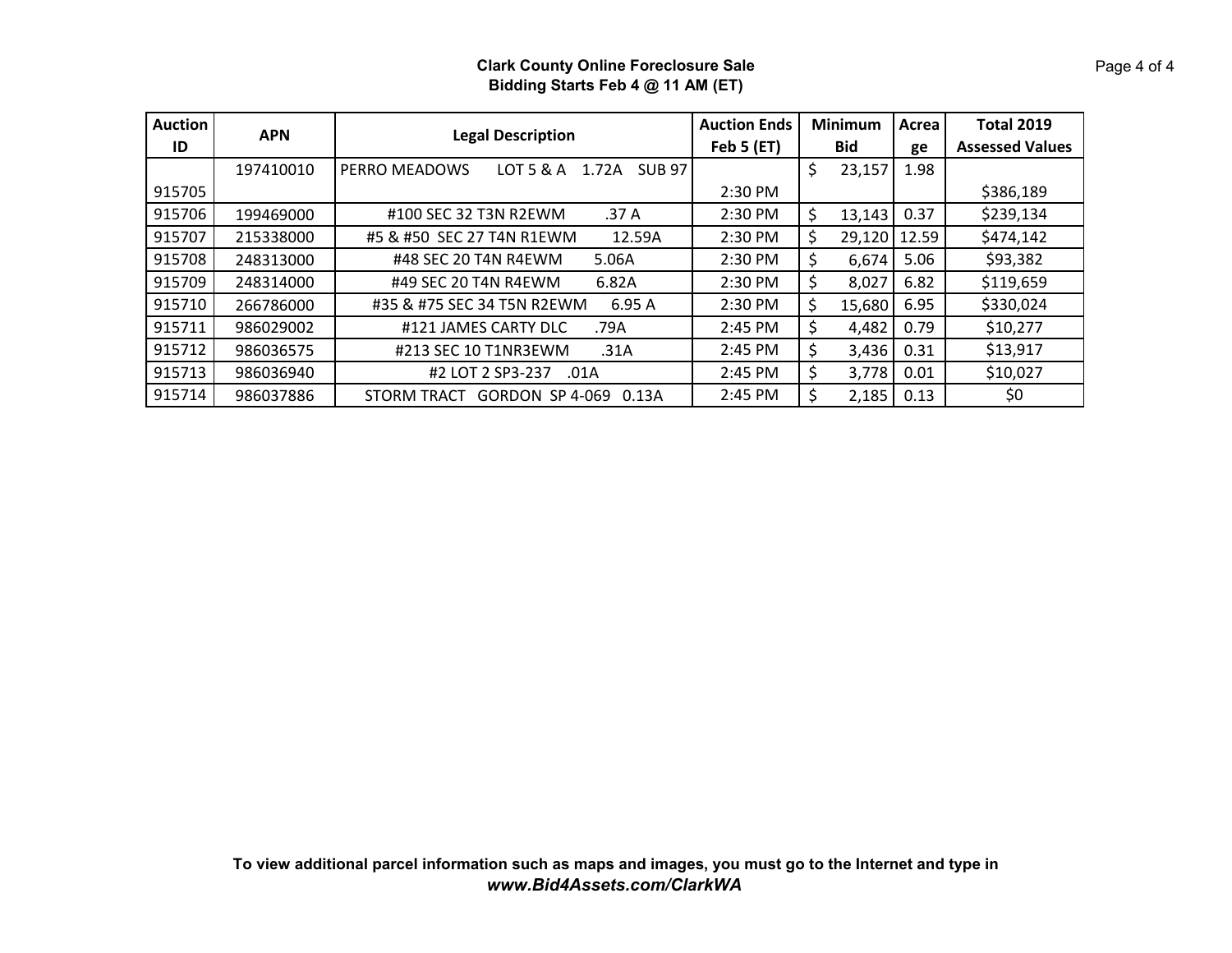**Clark County Online Foreclosure Sale**
**Bidding Starts Feb 4 @ 11 AM (ET)**

| Auction ID | APN | Legal Description | Auction Ends Feb 5 (ET) | Minimum Bid | Acreage | Total 2019 Assessed Values |
|---|---|---|---|---|---|---|
| 915705 | 197410010 | PERRO MEADOWS LOT 5 & A 1.72A SUB 97 | 2:30 PM | $ 23,157 | 1.98 | $386,189 |
| 915706 | 199469000 | #100 SEC 32 T3N R2EWM .37 A | 2:30 PM | $ 13,143 | 0.37 | $239,134 |
| 915707 | 215338000 | #5 & #50 SEC 27 T4N R1EWM 12.59A | 2:30 PM | $ 29,120 | 12.59 | $474,142 |
| 915708 | 248313000 | #48 SEC 20 T4N R4EWM 5.06A | 2:30 PM | $ 6,674 | 5.06 | $93,382 |
| 915709 | 248314000 | #49 SEC 20 T4N R4EWM 6.82A | 2:30 PM | $ 8,027 | 6.82 | $119,659 |
| 915710 | 266786000 | #35 & #75 SEC 34 T5N R2EWM 6.95 A | 2:30 PM | $ 15,680 | 6.95 | $330,024 |
| 915711 | 986029002 | #121 JAMES CARTY DLC .79A | 2:45 PM | $ 4,482 | 0.79 | $10,277 |
| 915712 | 986036575 | #213 SEC 10 T1NR3EWM .31A | 2:45 PM | $ 3,436 | 0.31 | $13,917 |
| 915713 | 986036940 | #2 LOT 2 SP3-237 .01A | 2:45 PM | $ 3,778 | 0.01 | $10,027 |
| 915714 | 986037886 | STORM TRACT GORDON SP 4-069 0.13A | 2:45 PM | $ 2,185 | 0.13 | $0 |

**To view additional parcel information such as maps and images, you must go to the Internet and type in** ***www.Bid4Assets.com/ClarkWA***